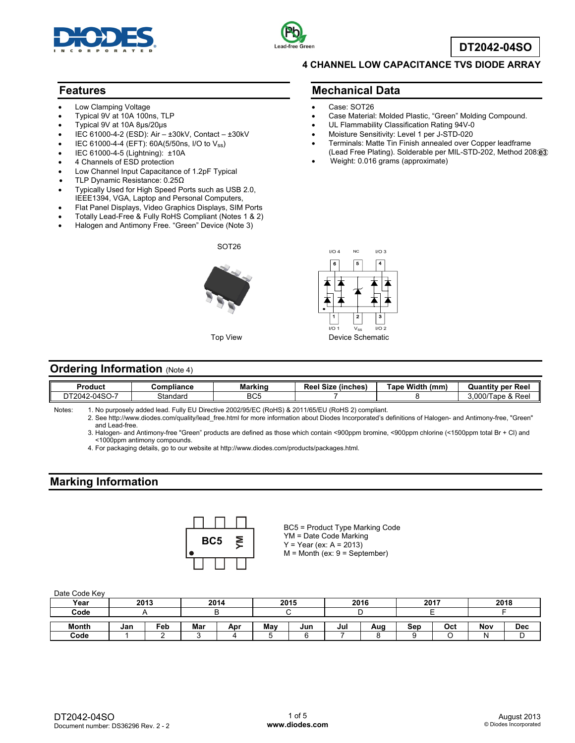# DT2042-04SO

## 4 CHANNEL LOW CAPACITANCE TVS DIODE ARRAY

## Features

- Low Clamping Voltage
- Typical 9V at 10A 100ns, TLP
- Typical 9V at 10A 8µs/20µs
- IEC 61000-4-2 (ESD): Air – ±30kV, Contact – ±30kV
- IEC 61000-4-4 (EFT): 60A(5/50ns, I/O to $V_{SS}$)
- IEC 61000-4-5 (Lightning): ±10A
- 4 Channels of ESD protection
- Low Channel Input Capacitance of 1.2pF Typical
- TLP Dynamic Resistance: 0.25Ω
- Typically Used for High Speed Ports such as USB 2.0, IEEE1394, VGA, Laptop and Personal Computers,
- Flat Panel Displays, Video Graphics Displays, SIM Ports
- Totally Lead-Free & Fully RoHS Compliant (Notes 1 & 2)
- Halogen and Antimony Free. "Green" Device (Note 3)

## Mechanical Data

- Case: SOT26
- Case Material: Molded Plastic, "Green" Molding Compound.
- UL Flammability Classification Rating 94V-0
- Moisture Sensitivity: Level 1 per J-STD-020
- Terminals: Matte Tin Finish annealed over Copper leadframe (Lead Free Plating). Solderable per MIL-STD-202, Method 208 (e3)
- Weight: 0.016 grams (approximate)

SOT26

Top View

I/O 4 NC I/O 3

6 5 4

1 2 3

I/O 1 $V_{SS}$ I/O 2

Device Schematic

## Ordering Information (Note 4)

| Product | Compliance | Marking | Reel Size (inches) | Tape Width (mm) | Quantity per Reel |
|---|---|---|---|---|---|
| DT2042-04SO-7 | Standard | BC5 | 7 | 8 | 3,000/Tape & Reel |

Notes:
1. No purposely added lead. Fully EU Directive 2002/95/EC (RoHS) & 2011/65/EU (RoHS 2) compliant.
2. See http://www.diodes.com/quality/lead_free.html for more information about Diodes Incorporated's definitions of Halogen- and Antimony-free, "Green" and Lead-free.
3. Halogen- and Antimony-free "Green" products are defined as those which contain <900ppm bromine, <900ppm chlorine (<1500ppm total Br + Cl) and <1000ppm antimony compounds.
4. For packaging details, go to our website at http://www.diodes.com/products/packages.html.

## Marking Information

BC5 YM

BC5 = Product Type Marking Code
YM = Date Code Marking
Y = Year (ex: A = 2013)
M = Month (ex: 9 = September)

Date Code Key

| Year | 2013 | 2014 | 2015 | 2016 | 2017 | 2018 |
|---|---|---|---|---|---|---|
| Code | A | B | C | D | E | F |

| Month | Jan | Feb | Mar | Apr | May | Jun | Jul | Aug | Sep | Oct | Nov | Dec |
|---|---|---|---|---|---|---|---|---|---|---|---|---|
| Code | 1 | 2 | 3 | 4 | 5 | 6 | 7 | 8 | 9 | O | N | D |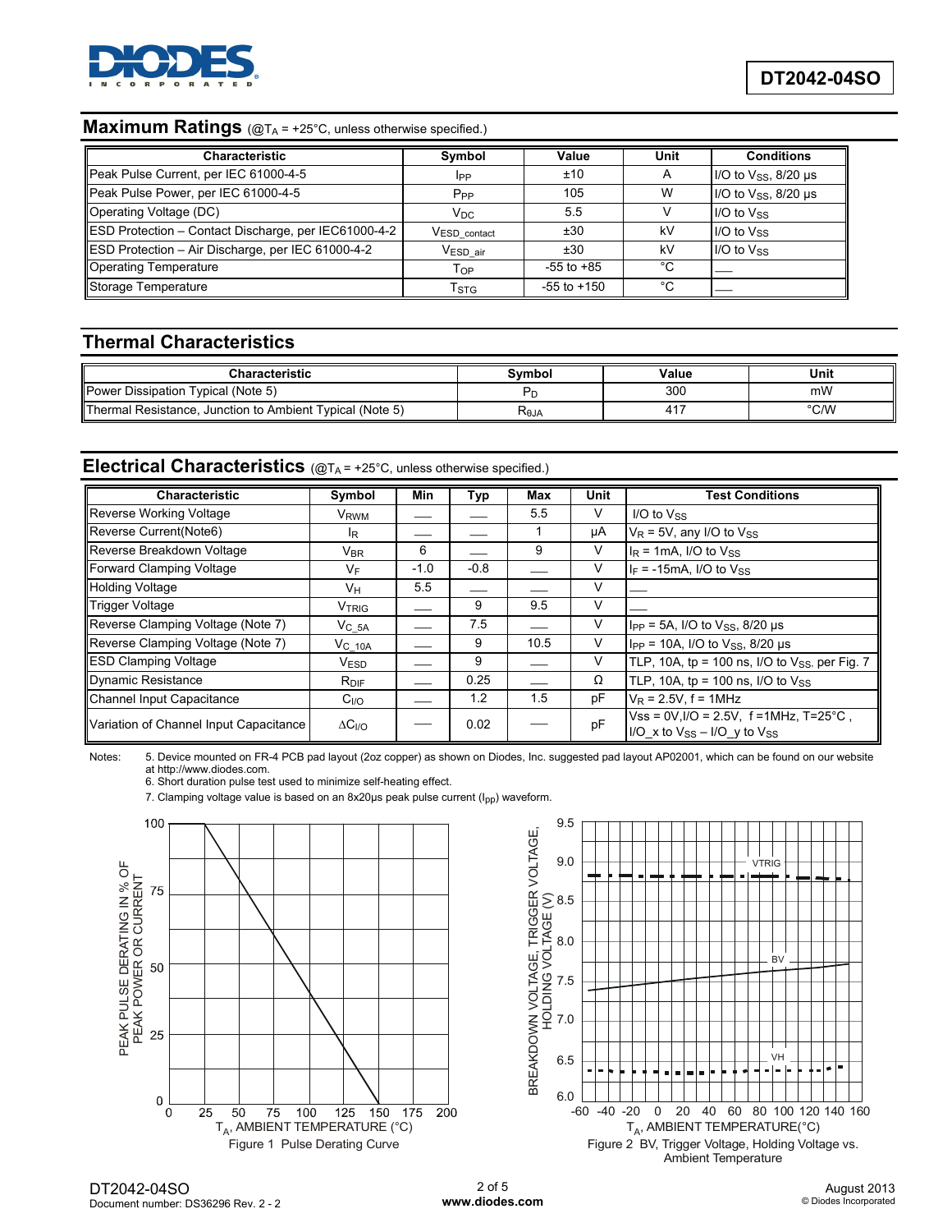## Maximum Ratings (@$T_A$ = +25°C, unless otherwise specified.)

| Characteristic | Symbol | Value | Unit | Conditions |
|---|---|---|---|---|
| Peak Pulse Current, per IEC 61000-4-5 | $I_{PP}$ | ±10 | A | I/O to $V_{SS}$, 8/20 µs |
| Peak Pulse Power, per IEC 61000-4-5 | $P_{PP}$ | 105 | W | I/O to $V_{SS}$, 8/20 µs |
| Operating Voltage (DC) | $V_{DC}$ | 5.5 | V | I/O to $V_{SS}$ |
| ESD Protection – Contact Discharge, per IEC61000-4-2 | $V_{ESD\_contact}$ | ±30 | kV | I/O to $V_{SS}$ |
| ESD Protection – Air Discharge, per IEC 61000-4-2 | $V_{ESD\_air}$ | ±30 | kV | I/O to $V_{SS}$ |
| Operating Temperature | $T_{OP}$ | -55 to +85 | °C | — |
| Storage Temperature | $T_{STG}$ | -55 to +150 | °C | — |

## Thermal Characteristics

| Characteristic | Symbol | Value | Unit |
|---|---|---|---|
| Power Dissipation Typical (Note 5) | $P_D$ | 300 | mW |
| Thermal Resistance, Junction to Ambient Typical (Note 5) | $R_{\theta JA}$ | 417 | °C/W |

## Electrical Characteristics (@$T_A$ = +25°C, unless otherwise specified.)

| Characteristic | Symbol | Min | Typ | Max | Unit | Test Conditions |
|---|---|---|---|---|---|---|
| Reverse Working Voltage | $V_{RWM}$ | — | — | 5.5 | V | I/O to $V_{SS}$ |
| Reverse Current(Note6) | $I_R$ | — | — | 1 | µA | $V_R$ = 5V, any I/O to $V_{SS}$ |
| Reverse Breakdown Voltage | $V_{BR}$ | 6 | — | 9 | V | $I_R$ = 1mA, I/O to $V_{SS}$ |
| Forward Clamping Voltage | $V_F$ | -1.0 | -0.8 | — | V | $I_F$ = -15mA, I/O to $V_{SS}$ |
| Holding Voltage | $V_H$ | 5.5 | — | — | V | — |
| Trigger Voltage | $V_{TRIG}$ | — | 9 | 9.5 | V | — |
| Reverse Clamping Voltage (Note 7) | $V_{C\_5A}$ | — | 7.5 | — | V | $I_{PP}$ = 5A, I/O to $V_{SS}$, 8/20 µs |
| Reverse Clamping Voltage (Note 7) | $V_{C\_10A}$ | — | 9 | 10.5 | V | $I_{PP}$ = 10A, I/O to $V_{SS}$, 8/20 µs |
| ESD Clamping Voltage | $V_{ESD}$ | — | 9 | — | V | TLP, 10A, tp = 100 ns, I/O to $V_{SS}$, per Fig. 7 |
| Dynamic Resistance | $R_{DIF}$ | — | 0.25 | — | Ω | TLP, 10A, tp = 100 ns, I/O to $V_{SS}$ |
| Channel Input Capacitance | $C_{I/O}$ | — | 1.2 | 1.5 | pF | $V_R$ = 2.5V, f = 1MHz |
| Variation of Channel Input Capacitance | $\Delta C_{I/O}$ | — | 0.02 | — | pF | Vss = 0V,I/O = 2.5V, f =1MHz, T=25°C , I/O_x to $V_{SS}$ – I/O_y to $V_{SS}$ |

Notes:
5. Device mounted on FR-4 PCB pad layout (2oz copper) as shown on Diodes, Inc. suggested pad layout AP02001, which can be found on our website at http://www.diodes.com.
6. Short duration pulse test used to minimize self-heating effect.
7. Clamping voltage value is based on an 8x20µs peak pulse current ($I_{pp}$) waveform.

Figure 1 Pulse Derating Curve

Figure 2 BV, Trigger Voltage, Holding Voltage vs. Ambient Temperature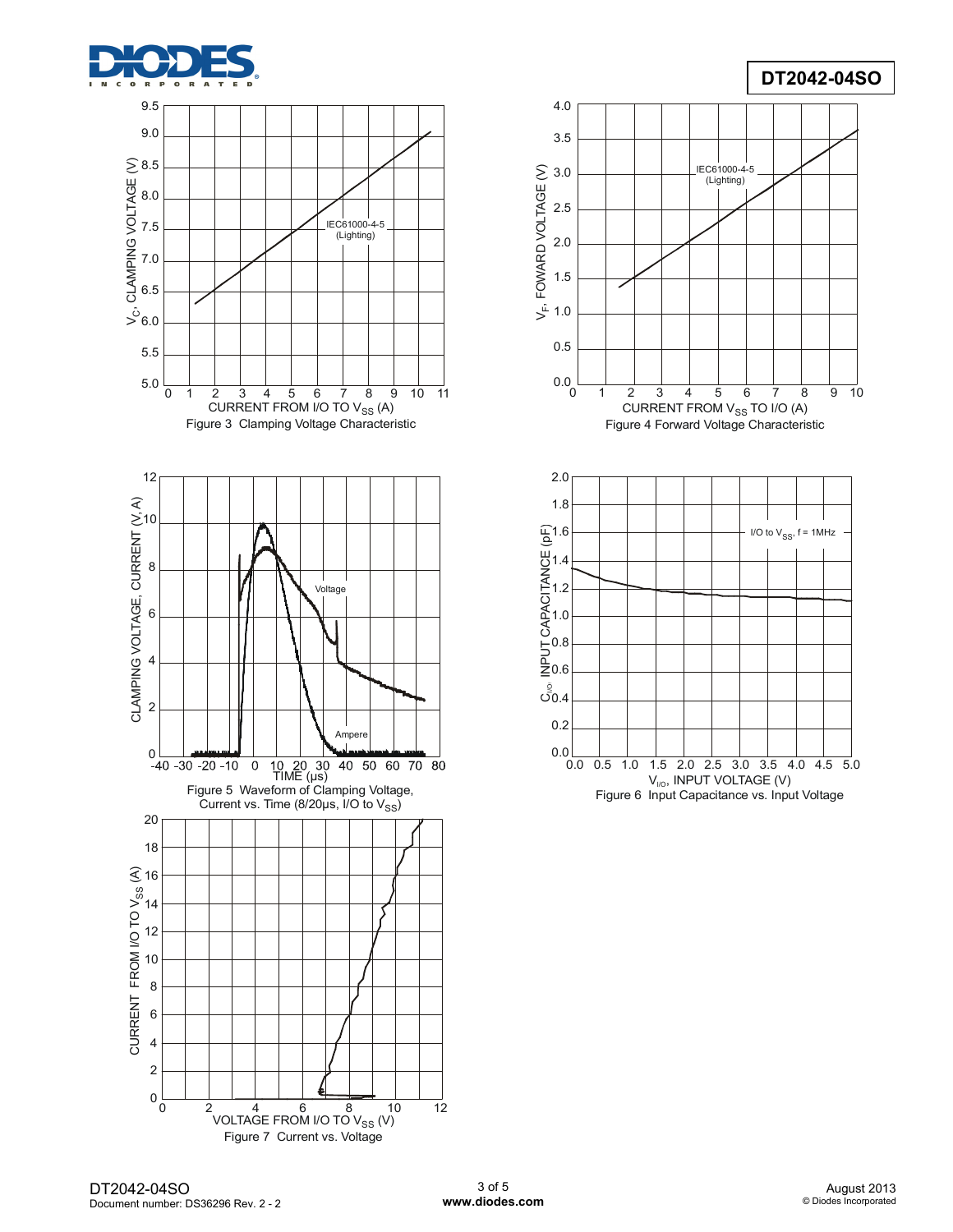Figure 3 Clamping Voltage Characteristic

Figure 4 Forward Voltage Characteristic

Figure 5 Waveform of Clamping Voltage, Current vs. Time (8/20µs, I/O to $V_{SS}$)

Figure 6 Input Capacitance vs. Input Voltage

Figure 7 Current vs. Voltage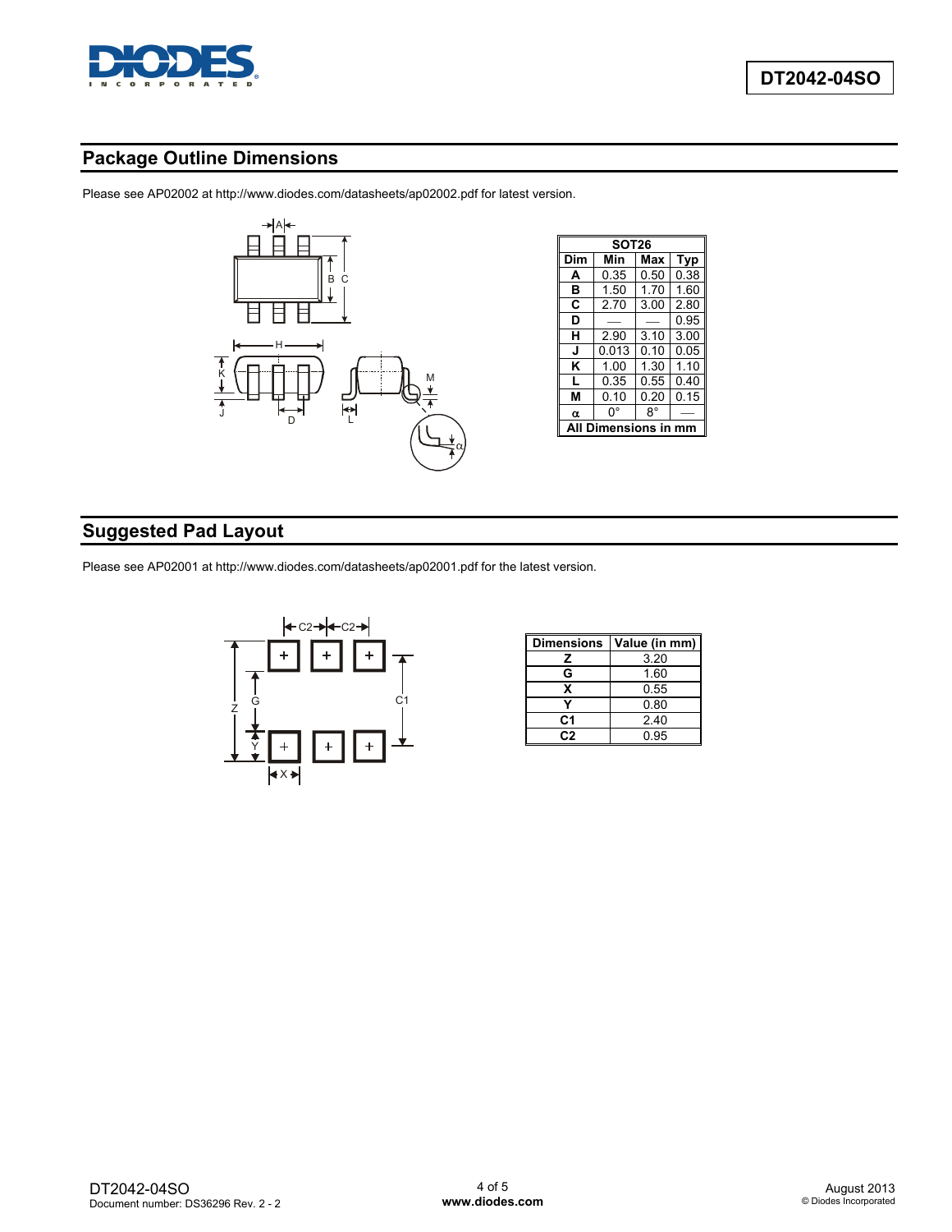## Package Outline Dimensions

Please see AP02002 at http://www.diodes.com/datasheets/ap02002.pdf for latest version.

| SOT26 | | | |
|---|---|---|---|
| Dim | Min | Max | Typ |
| A | 0.35 | 0.50 | 0.38 |
| B | 1.50 | 1.70 | 1.60 |
| C | 2.70 | 3.00 | 2.80 |
| D | — | — | 0.95 |
| H | 2.90 | 3.10 | 3.00 |
| J | 0.013 | 0.10 | 0.05 |
| K | 1.00 | 1.30 | 1.10 |
| L | 0.35 | 0.55 | 0.40 |
| M | 0.10 | 0.20 | 0.15 |
| α | 0° | 8° | — |
| All Dimensions in mm | | | |

## Suggested Pad Layout

Please see AP02001 at http://www.diodes.com/datasheets/ap02001.pdf for the latest version.

| Dimensions | Value (in mm) |
|---|---|
| Z | 3.20 |
| G | 1.60 |
| X | 0.55 |
| Y | 0.80 |
| C1 | 2.40 |
| C2 | 0.95 |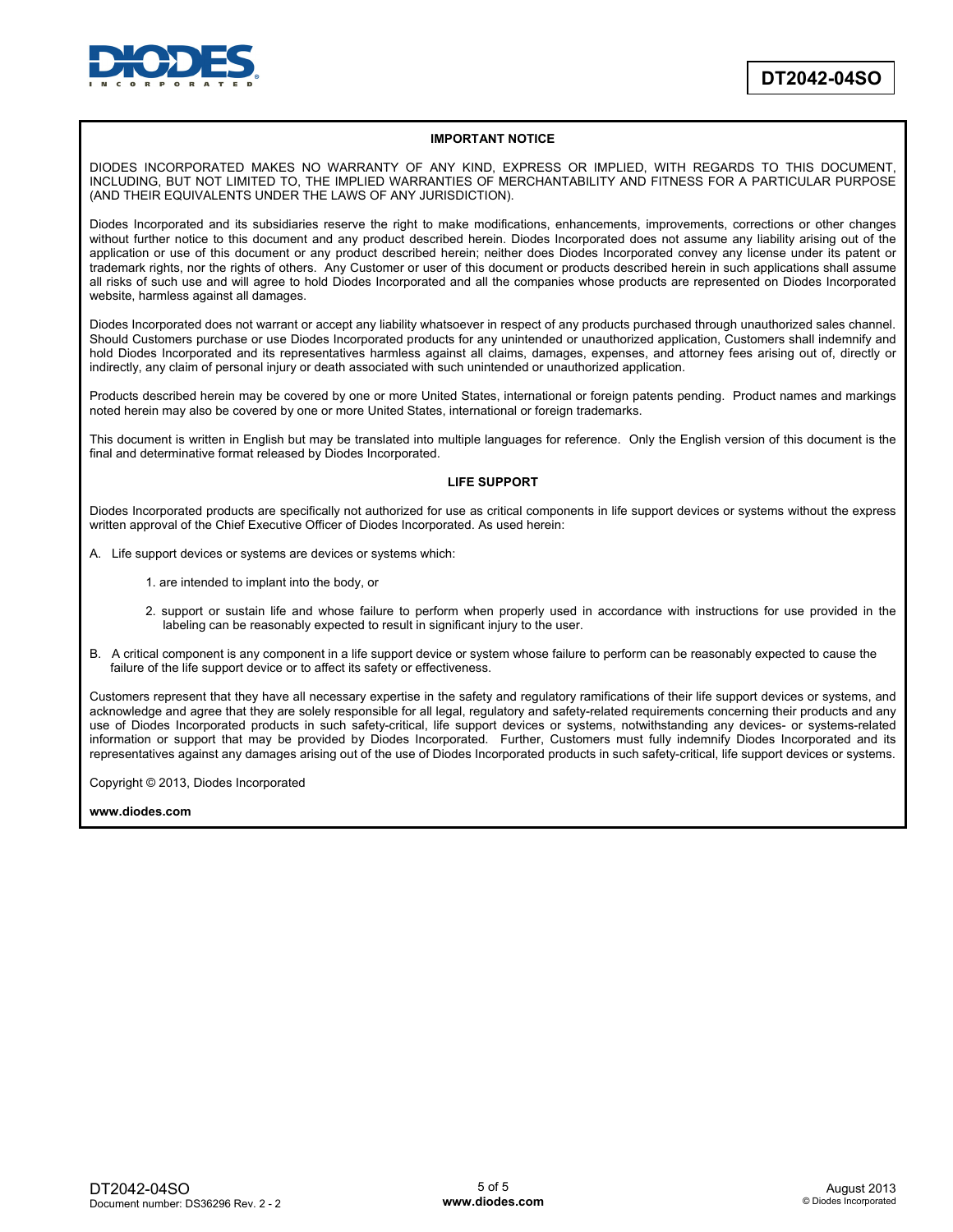## IMPORTANT NOTICE

DIODES INCORPORATED MAKES NO WARRANTY OF ANY KIND, EXPRESS OR IMPLIED, WITH REGARDS TO THIS DOCUMENT, INCLUDING, BUT NOT LIMITED TO, THE IMPLIED WARRANTIES OF MERCHANTABILITY AND FITNESS FOR A PARTICULAR PURPOSE (AND THEIR EQUIVALENTS UNDER THE LAWS OF ANY JURISDICTION).

Diodes Incorporated and its subsidiaries reserve the right to make modifications, enhancements, improvements, corrections or other changes without further notice to this document and any product described herein. Diodes Incorporated does not assume any liability arising out of the application or use of this document or any product described herein; neither does Diodes Incorporated convey any license under its patent or trademark rights, nor the rights of others. Any Customer or user of this document or products described herein in such applications shall assume all risks of such use and will agree to hold Diodes Incorporated and all the companies whose products are represented on Diodes Incorporated website, harmless against all damages.

Diodes Incorporated does not warrant or accept any liability whatsoever in respect of any products purchased through unauthorized sales channel. Should Customers purchase or use Diodes Incorporated products for any unintended or unauthorized application, Customers shall indemnify and hold Diodes Incorporated and its representatives harmless against all claims, damages, expenses, and attorney fees arising out of, directly or indirectly, any claim of personal injury or death associated with such unintended or unauthorized application.

Products described herein may be covered by one or more United States, international or foreign patents pending. Product names and markings noted herein may also be covered by one or more United States, international or foreign trademarks.

This document is written in English but may be translated into multiple languages for reference. Only the English version of this document is the final and determinative format released by Diodes Incorporated.

## LIFE SUPPORT

Diodes Incorporated products are specifically not authorized for use as critical components in life support devices or systems without the express written approval of the Chief Executive Officer of Diodes Incorporated. As used herein:

A. Life support devices or systems are devices or systems which:

1. are intended to implant into the body, or
2. support or sustain life and whose failure to perform when properly used in accordance with instructions for use provided in the labeling can be reasonably expected to result in significant injury to the user.

B. A critical component is any component in a life support device or system whose failure to perform can be reasonably expected to cause the failure of the life support device or to affect its safety or effectiveness.

Customers represent that they have all necessary expertise in the safety and regulatory ramifications of their life support devices or systems, and acknowledge and agree that they are solely responsible for all legal, regulatory and safety-related requirements concerning their products and any use of Diodes Incorporated products in such safety-critical, life support devices or systems, notwithstanding any devices- or systems-related information or support that may be provided by Diodes Incorporated. Further, Customers must fully indemnify Diodes Incorporated and its representatives against any damages arising out of the use of Diodes Incorporated products in such safety-critical, life support devices or systems.

Copyright © 2013, Diodes Incorporated

**www.diodes.com**